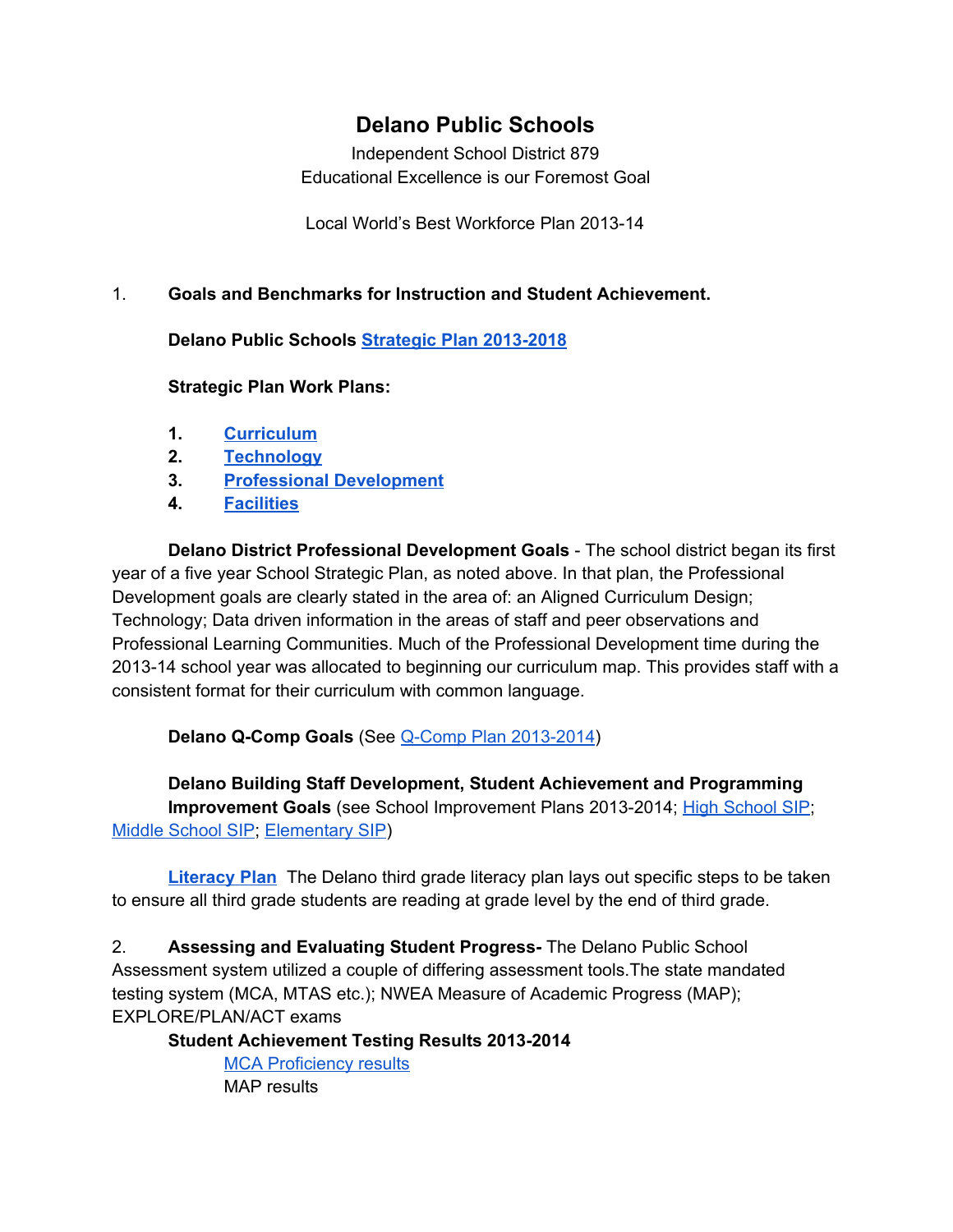# Delano Public Schools

Independent School District 879
Educational Excellence is our Foremost Goal

Local World's Best Workforce Plan 2013-14

1. **Goals and Benchmarks for Instruction and Student Achievement.**

   **Delano Public Schools Strategic Plan 2013-2018**

   **Strategic Plan Work Plans:**

   1. **Curriculum**
   2. **Technology**
   3. **Professional Development**
   4. **Facilities**

   **Delano District Professional Development Goals** - The school district began its first year of a five year School Strategic Plan, as noted above. In that plan, the Professional Development goals are clearly stated in the area of: an Aligned Curriculum Design; Technology; Data driven information in the areas of staff and peer observations and Professional Learning Communities. Much of the Professional Development time during the 2013-14 school year was allocated to beginning our curriculum map. This provides staff with a consistent format for their curriculum with common language.

   **Delano Q-Comp Goals** (See Q-Comp Plan 2013-2014)

   **Delano Building Staff Development, Student Achievement and Programming Improvement Goals** (see School Improvement Plans 2013-2014; High School SIP; Middle School SIP; Elementary SIP)

   **Literacy Plan** The Delano third grade literacy plan lays out specific steps to be taken to ensure all third grade students are reading at grade level by the end of third grade.

2. **Assessing and Evaluating Student Progress-** The Delano Public School Assessment system utilized a couple of differing assessment tools.The state mandated testing system (MCA, MTAS etc.); NWEA Measure of Academic Progress (MAP); EXPLORE/PLAN/ACT exams

   **Student Achievement Testing Results 2013-2014**

   MCA Proficiency results
   MAP results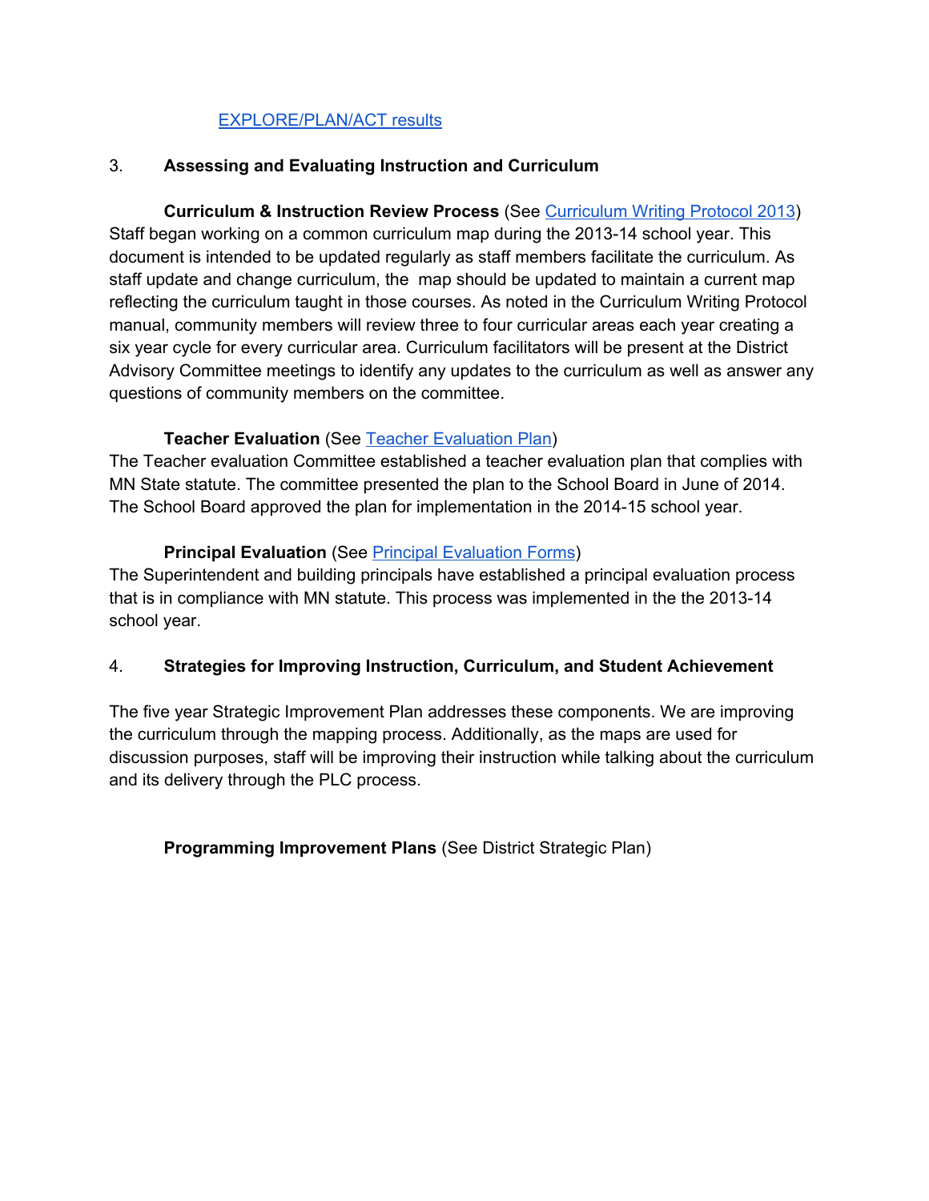[EXPLORE/PLAN/ACT results](#)

3. **Assessing and Evaluating Instruction and Curriculum**

**Curriculum & Instruction Review Process** (See [Curriculum Writing Protocol 2013](#))
Staff began working on a common curriculum map during the 2013-14 school year. This document is intended to be updated regularly as staff members facilitate the curriculum. As staff update and change curriculum, the map should be updated to maintain a current map reflecting the curriculum taught in those courses. As noted in the Curriculum Writing Protocol manual, community members will review three to four curricular areas each year creating a six year cycle for every curricular area. Curriculum facilitators will be present at the District Advisory Committee meetings to identify any updates to the curriculum as well as answer any questions of community members on the committee.

**Teacher Evaluation** (See [Teacher Evaluation Plan](#))
The Teacher evaluation Committee established a teacher evaluation plan that complies with MN State statute. The committee presented the plan to the School Board in June of 2014. The School Board approved the plan for implementation in the 2014-15 school year.

**Principal Evaluation** (See [Principal Evaluation Forms](#))
The Superintendent and building principals have established a principal evaluation process that is in compliance with MN statute. This process was implemented in the the 2013-14 school year.

4. **Strategies for Improving Instruction, Curriculum, and Student Achievement**

The five year Strategic Improvement Plan addresses these components. We are improving the curriculum through the mapping process. Additionally, as the maps are used for discussion purposes, staff will be improving their instruction while talking about the curriculum and its delivery through the PLC process.

**Programming Improvement Plans** (See District Strategic Plan)